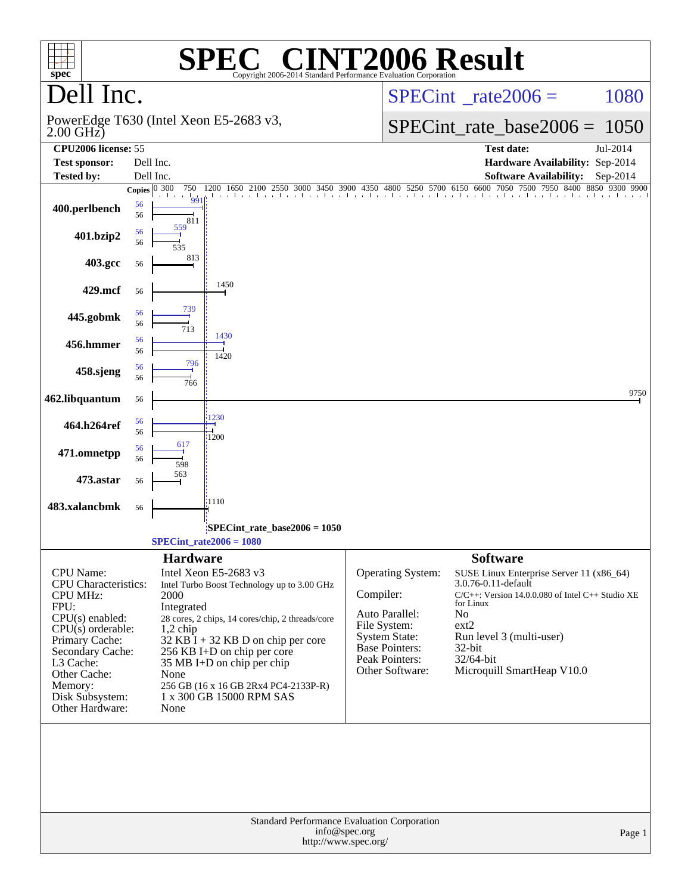# SPEC CINT2006 Result

Copyright 2006-2014 Standard Performance Evaluation Corporation

## Dell Inc.

PowerEdge T630 (Intel Xeon E5-2683 v3, 2.00 GHz)

SPECint_rate2006 = 1080

SPECint_rate_base2006 = 1050

| | | | |
|---|---|---|---|
| **CPU2006 license:** | 55 | **Test date:** | Jul-2014 |
| **Test sponsor:** | Dell Inc. | **Hardware Availability:** | Sep-2014 |
| **Tested by:** | Dell Inc. | **Software Availability:** | Sep-2014 |

| Benchmark | Copies (peak) | Copies (base) | Peak | Base |
|---|---|---|---|---|
| 400.perlbench | 56 | 56 | 991 | 811 |
| 401.bzip2 | 56 | 56 | 559 | 535 |
| 403.gcc | | 56 | | 813 |
| 429.mcf | | 56 | | 1450 |
| 445.gobmk | 56 | 56 | 739 | 713 |
| 456.hmmer | 56 | 56 | 1430 | 1420 |
| 458.sjeng | 56 | 56 | 796 | 766 |
| 462.libquantum | | 56 | | 9750 |
| 464.h264ref | 56 | 56 | 1230 | 1200 |
| 471.omnetpp | 56 | 56 | 617 | 598 |
| 473.astar | | 56 | | 563 |
| 483.xalancbmk | | 56 | | 1110 |

SPECint_rate_base2006 = 1050

SPECint_rate2006 = 1080

## Hardware

| | |
|---|---|
| CPU Name: | Intel Xeon E5-2683 v3 |
| CPU Characteristics: | Intel Turbo Boost Technology up to 3.00 GHz |
| CPU MHz: | 2000 |
| FPU: | Integrated |
| CPU(s) enabled: | 28 cores, 2 chips, 14 cores/chip, 2 threads/core |
| CPU(s) orderable: | 1,2 chip |
| Primary Cache: | 32 KB I + 32 KB D on chip per core |
| Secondary Cache: | 256 KB I+D on chip per core |
| L3 Cache: | 35 MB I+D on chip per chip |
| Other Cache: | None |
| Memory: | 256 GB (16 x 16 GB 2Rx4 PC4-2133P-R) |
| Disk Subsystem: | 1 x 300 GB 15000 RPM SAS |
| Other Hardware: | None |

## Software

| | |
|---|---|
| Operating System: | SUSE Linux Enterprise Server 11 (x86_64) 3.0.76-0.11-default |
| Compiler: | C/C++: Version 14.0.0.080 of Intel C++ Studio XE for Linux |
| Auto Parallel: | No |
| File System: | ext2 |
| System State: | Run level 3 (multi-user) |
| Base Pointers: | 32-bit |
| Peak Pointers: | 32/64-bit |
| Other Software: | Microquill SmartHeap V10.0 |

Standard Performance Evaluation Corporation
info@spec.org
http://www.spec.org/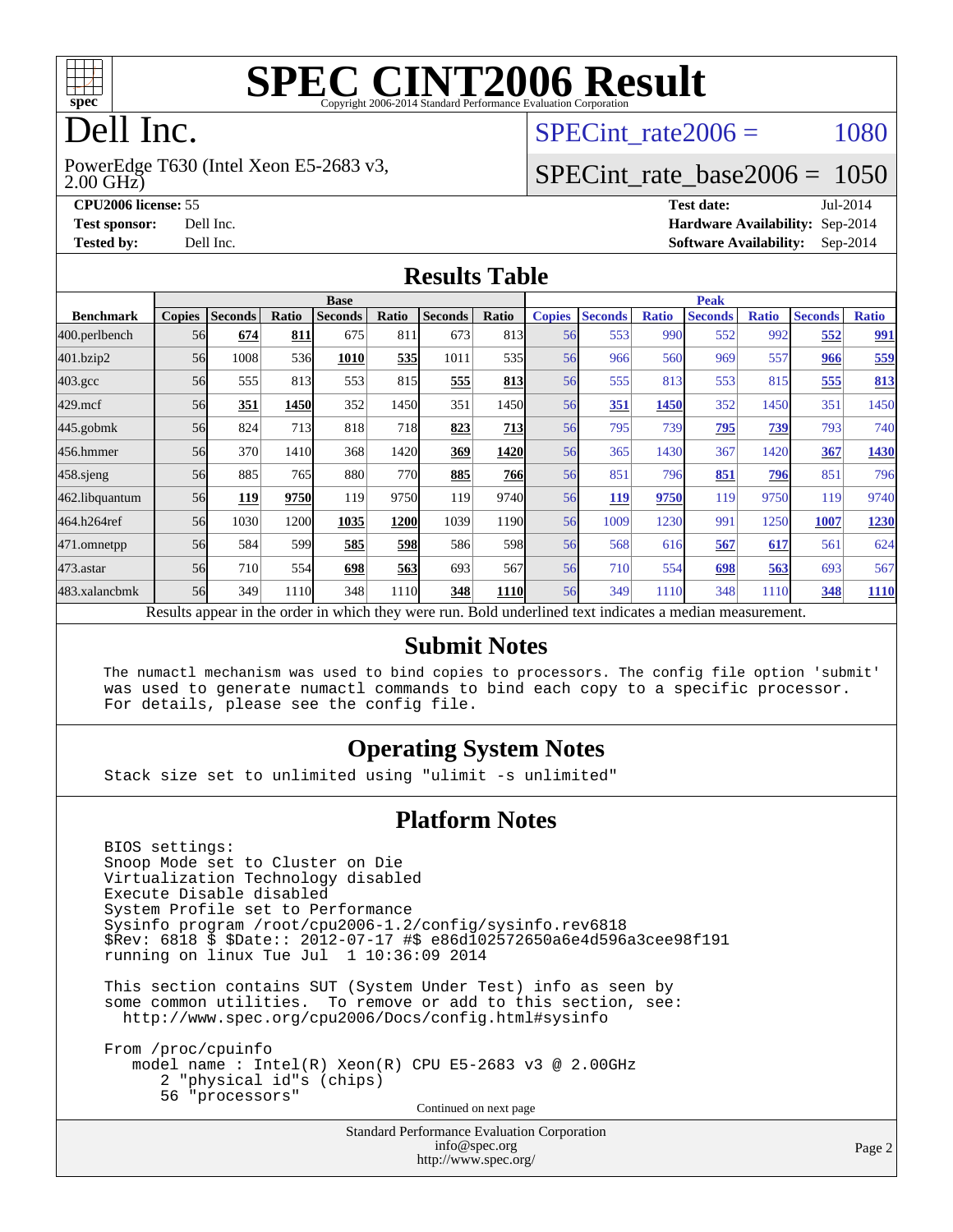# SPEC CINT2006 Result

Copyright 2006-2014 Standard Performance Evaluation Corporation

# Dell Inc.

PowerEdge T630 (Intel Xeon E5-2683 v3, 2.00 GHz)

SPECint_rate2006 = 1080

SPECint_rate_base2006 = 1050

**CPU2006 license:** 55
**Test sponsor:** Dell Inc.
**Tested by:** Dell Inc.

**Test date:** Jul-2014
**Hardware Availability:** Sep-2014
**Software Availability:** Sep-2014

## Results Table

| Benchmark | Base | | | | | | | Peak | | | | | | |
|---|---|---|---|---|---|---|---|---|---|---|---|---|---|---|
| | Copies | Seconds | Ratio | Seconds | Ratio | Seconds | Ratio | Copies | Seconds | Ratio | Seconds | Ratio | Seconds | Ratio |
| 400.perlbench | 56 | **674** | **811** | 675 | 811 | 673 | 813 | 56 | 553 | 990 | 552 | 992 | **552** | **991** |
| 401.bzip2 | 56 | 1008 | 536 | **1010** | **535** | 1011 | 535 | 56 | 966 | 560 | 969 | 557 | **966** | **559** |
| 403.gcc | 56 | 555 | 813 | 553 | 815 | **555** | **813** | 56 | 555 | 813 | 553 | 815 | **555** | **813** |
| 429.mcf | 56 | **351** | **1450** | 352 | 1450 | 351 | 1450 | 56 | **351** | **1450** | 352 | 1450 | 351 | 1450 |
| 445.gobmk | 56 | 824 | 713 | 818 | 718 | **823** | **713** | 56 | 795 | 739 | **795** | **739** | 793 | 740 |
| 456.hmmer | 56 | 370 | 1410 | 368 | 1420 | **369** | **1420** | 56 | 365 | 1430 | 367 | 1420 | **367** | **1430** |
| 458.sjeng | 56 | 885 | 765 | 880 | 770 | **885** | **766** | 56 | 851 | 796 | **851** | **796** | 851 | 796 |
| 462.libquantum | 56 | **119** | **9750** | 119 | 9750 | 119 | 9740 | 56 | **119** | **9750** | 119 | 9750 | 119 | 9740 |
| 464.h264ref | 56 | 1030 | 1200 | **1035** | **1200** | 1039 | 1190 | 56 | 1009 | 1230 | 991 | 1250 | **1007** | **1230** |
| 471.omnetpp | 56 | 584 | 599 | **585** | **598** | 586 | 598 | 56 | 568 | 616 | **567** | **617** | 561 | 624 |
| 473.astar | 56 | 710 | 554 | **698** | **563** | 693 | 567 | 56 | 710 | 554 | **698** | **563** | 693 | 567 |
| 483.xalancbmk | 56 | 349 | 1110 | 348 | 1110 | **348** | **1110** | 56 | 349 | 1110 | 348 | 1110 | **348** | **1110** |

Results appear in the order in which they were run. Bold underlined text indicates a median measurement.

## Submit Notes

```
The numactl mechanism was used to bind copies to processors. The config file option 'submit'
was used to generate numactl commands to bind each copy to a specific processor.
For details, please see the config file.
```

## Operating System Notes

```
Stack size set to unlimited using "ulimit -s unlimited"
```

## Platform Notes

```
BIOS settings:
Snoop Mode set to Cluster on Die
Virtualization Technology disabled
Execute Disable disabled
System Profile set to Performance
Sysinfo program /root/cpu2006-1.2/config/sysinfo.rev6818
$Rev: 6818 $ $Date:: 2012-07-17 #$ e86d102572650a6e4d596a3cee98f191
running on linux Tue Jul  1 10:36:09 2014

This section contains SUT (System Under Test) info as seen by
some common utilities.  To remove or add to this section, see:
  http://www.spec.org/cpu2006/Docs/config.html#sysinfo

From /proc/cpuinfo
   model name : Intel(R) Xeon(R) CPU E5-2683 v3 @ 2.00GHz
      2 "physical id"s (chips)
      56 "processors"
```

Continued on next page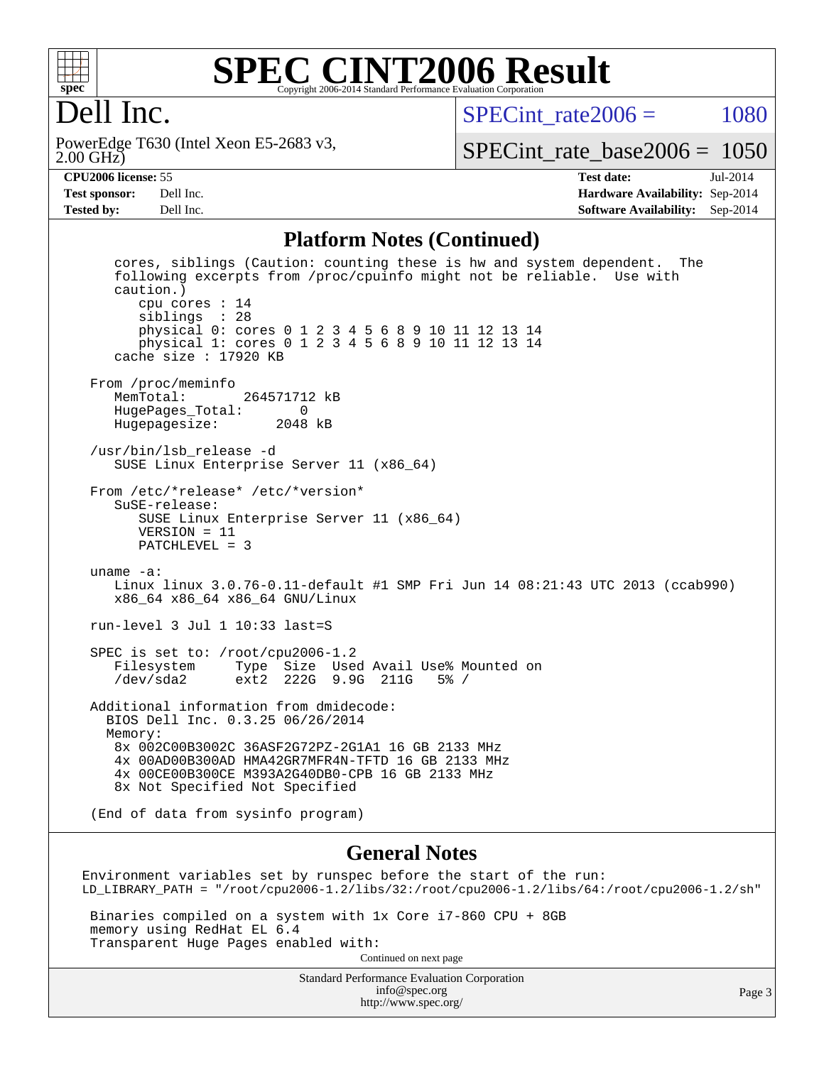# SPEC CINT2006 Result

Copyright 2006-2014 Standard Performance Evaluation Corporation

## Dell Inc.

PowerEdge T630 (Intel Xeon E5-2683 v3, 2.00 GHz)

SPECint_rate2006 = 1080

SPECint_rate_base2006 = 1050

**CPU2006 license:** 55
**Test sponsor:** Dell Inc.
**Tested by:** Dell Inc.

**Test date:** Jul-2014
**Hardware Availability:** Sep-2014
**Software Availability:** Sep-2014

### Platform Notes (Continued)

```
    cores, siblings (Caution: counting these is hw and system dependent.  The
    following excerpts from /proc/cpuinfo might not be reliable.  Use with
    caution.)
       cpu cores : 14
       siblings  : 28
       physical 0: cores 0 1 2 3 4 5 6 8 9 10 11 12 13 14
       physical 1: cores 0 1 2 3 4 5 6 8 9 10 11 12 13 14
    cache size : 17920 KB

 From /proc/meminfo
    MemTotal:       264571712 kB
    HugePages_Total:       0
    Hugepagesize:       2048 kB

 /usr/bin/lsb_release -d
    SUSE Linux Enterprise Server 11 (x86_64)

 From /etc/*release* /etc/*version*
    SuSE-release:
       SUSE Linux Enterprise Server 11 (x86_64)
       VERSION = 11
       PATCHLEVEL = 3

 uname -a:
    Linux linux 3.0.76-0.11-default #1 SMP Fri Jun 14 08:21:43 UTC 2013 (ccab990)
    x86_64 x86_64 x86_64 GNU/Linux

 run-level 3 Jul 1 10:33 last=S

 SPEC is set to: /root/cpu2006-1.2
    Filesystem     Type  Size  Used Avail Use% Mounted on
    /dev/sda2      ext2  222G  9.9G  211G   5% /

 Additional information from dmidecode:
   BIOS Dell Inc. 0.3.25 06/26/2014
   Memory:
    8x 002C00B3002C 36ASF2G72PZ-2G1A1 16 GB 2133 MHz
    4x 00AD00B300AD HMA42GR7MFR4N-TFTD 16 GB 2133 MHz
    4x 00CE00B300CE M393A2G40DB0-CPB 16 GB 2133 MHz
    8x Not Specified Not Specified

 (End of data from sysinfo program)
```

### General Notes

```
Environment variables set by runspec before the start of the run:
LD_LIBRARY_PATH = "/root/cpu2006-1.2/libs/32:/root/cpu2006-1.2/libs/64:/root/cpu2006-1.2/sh"

 Binaries compiled on a system with 1x Core i7-860 CPU + 8GB
 memory using RedHat EL 6.4
 Transparent Huge Pages enabled with:
```

Continued on next page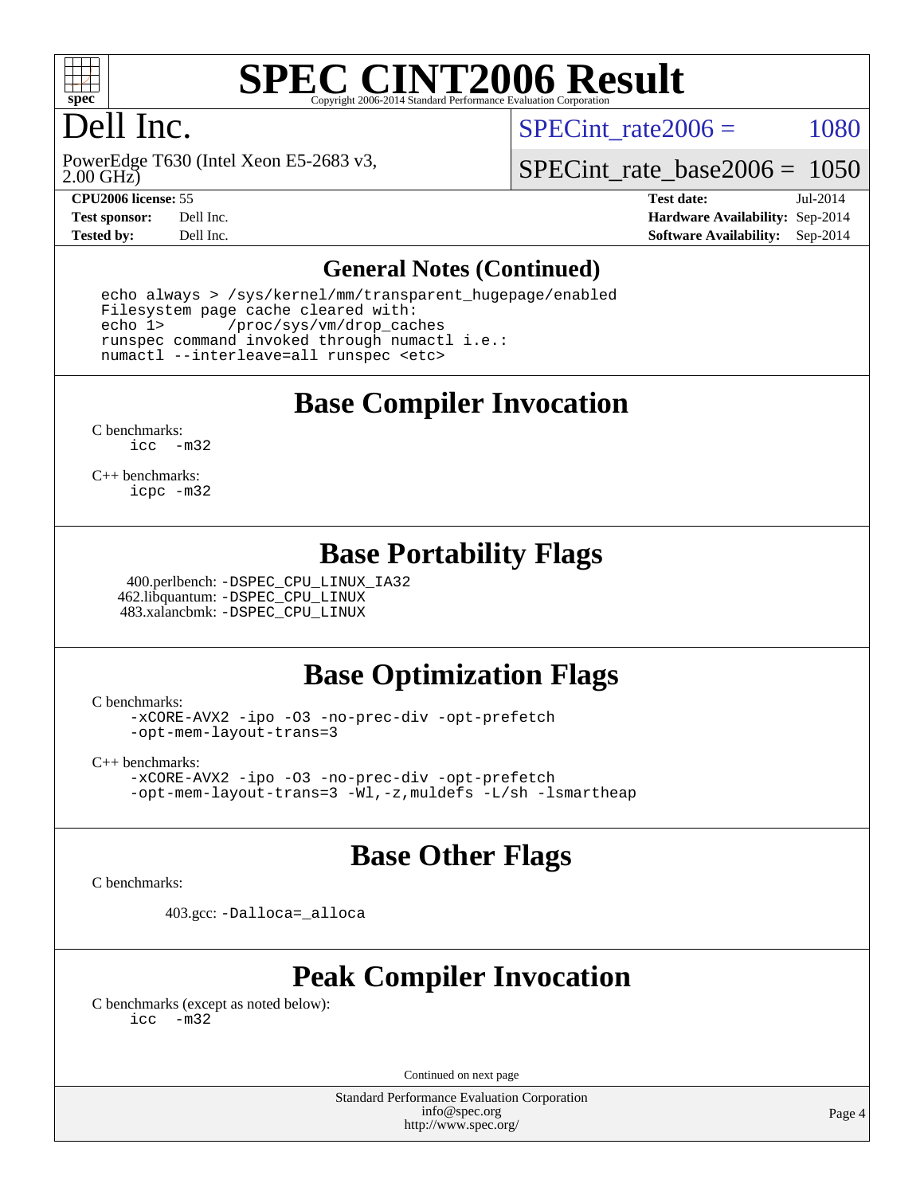# SPEC CINT2006 Result

Copyright 2006-2014 Standard Performance Evaluation Corporation

## Dell Inc.

PowerEdge T630 (Intel Xeon E5-2683 v3, 2.00 GHz)

SPECint_rate2006 = 1080

SPECint_rate_base2006 = 1050

**CPU2006 license:** 55
**Test sponsor:** Dell Inc.
**Tested by:** Dell Inc.

**Test date:** Jul-2014
**Hardware Availability:** Sep-2014
**Software Availability:** Sep-2014

## General Notes (Continued)

```
echo always > /sys/kernel/mm/transparent_hugepage/enabled
Filesystem page cache cleared with:
echo 1>       /proc/sys/vm/drop_caches
runspec command invoked through numactl i.e.:
numactl --interleave=all runspec <etc>
```

## Base Compiler Invocation

C benchmarks:
```
icc  -m32
```

C++ benchmarks:
```
icpc -m32
```

## Base Portability Flags

400.perlbench: `-DSPEC_CPU_LINUX_IA32`
462.libquantum: `-DSPEC_CPU_LINUX`
483.xalancbmk: `-DSPEC_CPU_LINUX`

## Base Optimization Flags

C benchmarks:
```
-xCORE-AVX2 -ipo -O3 -no-prec-div -opt-prefetch
-opt-mem-layout-trans=3
```

C++ benchmarks:
```
-xCORE-AVX2 -ipo -O3 -no-prec-div -opt-prefetch
-opt-mem-layout-trans=3 -Wl,-z,muldefs -L/sh -lsmartheap
```

## Base Other Flags

C benchmarks:

403.gcc: `-Dalloca=_alloca`

## Peak Compiler Invocation

C benchmarks (except as noted below):
```
icc  -m32
```

Continued on next page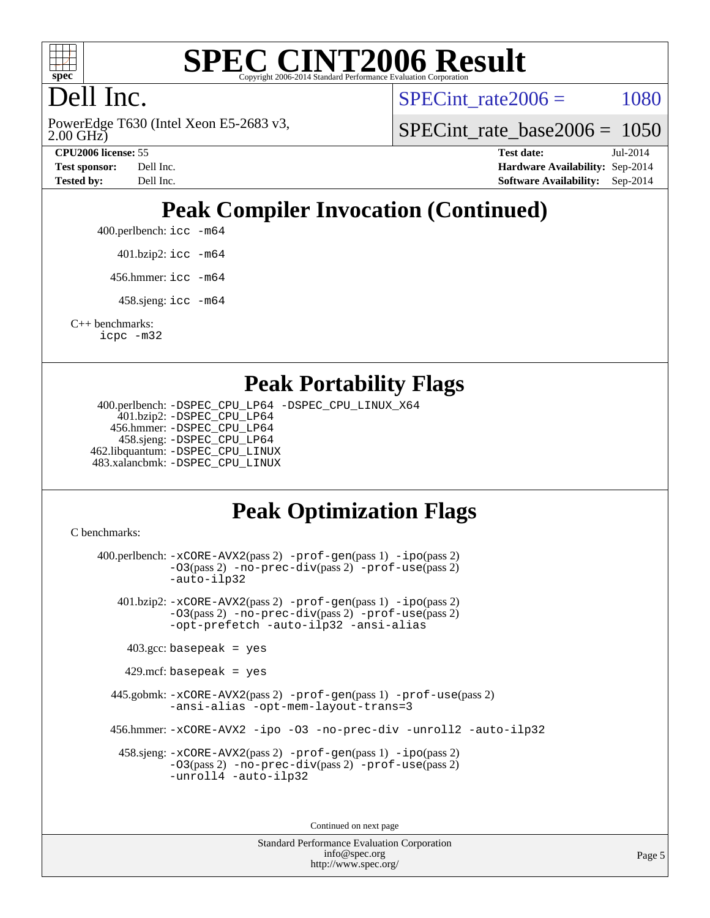# SPEC CINT2006 Result

Copyright 2006-2014 Standard Performance Evaluation Corporation

## Dell Inc.

PowerEdge T630 (Intel Xeon E5-2683 v3, 2.00 GHz)

SPECint_rate2006 = 1080

SPECint_rate_base2006 = 1050

**CPU2006 license:** 55
**Test sponsor:** Dell Inc.
**Tested by:** Dell Inc.

**Test date:** Jul-2014
**Hardware Availability:** Sep-2014
**Software Availability:** Sep-2014

## Peak Compiler Invocation (Continued)

400.perlbench: `icc -m64`

401.bzip2: `icc -m64`

456.hmmer: `icc -m64`

458.sjeng: `icc -m64`

C++ benchmarks:
`icpc -m32`

## Peak Portability Flags

400.perlbench: `-DSPEC_CPU_LP64 -DSPEC_CPU_LINUX_X64`
401.bzip2: `-DSPEC_CPU_LP64`
456.hmmer: `-DSPEC_CPU_LP64`
458.sjeng: `-DSPEC_CPU_LP64`
462.libquantum: `-DSPEC_CPU_LINUX`
483.xalancbmk: `-DSPEC_CPU_LINUX`

## Peak Optimization Flags

C benchmarks:

400.perlbench: `-xCORE-AVX2`(pass 2) `-prof-gen`(pass 1) `-ipo`(pass 2) `-O3`(pass 2) `-no-prec-div`(pass 2) `-prof-use`(pass 2) `-auto-ilp32`

401.bzip2: `-xCORE-AVX2`(pass 2) `-prof-gen`(pass 1) `-ipo`(pass 2) `-O3`(pass 2) `-no-prec-div`(pass 2) `-prof-use`(pass 2) `-opt-prefetch -auto-ilp32 -ansi-alias`

403.gcc: `basepeak = yes`

429.mcf: `basepeak = yes`

445.gobmk: `-xCORE-AVX2`(pass 2) `-prof-gen`(pass 1) `-prof-use`(pass 2) `-ansi-alias -opt-mem-layout-trans=3`

456.hmmer: `-xCORE-AVX2 -ipo -O3 -no-prec-div -unroll2 -auto-ilp32`

458.sjeng: `-xCORE-AVX2`(pass 2) `-prof-gen`(pass 1) `-ipo`(pass 2) `-O3`(pass 2) `-no-prec-div`(pass 2) `-prof-use`(pass 2) `-unroll4 -auto-ilp32`

Continued on next page

Standard Performance Evaluation Corporation
info@spec.org
http://www.spec.org/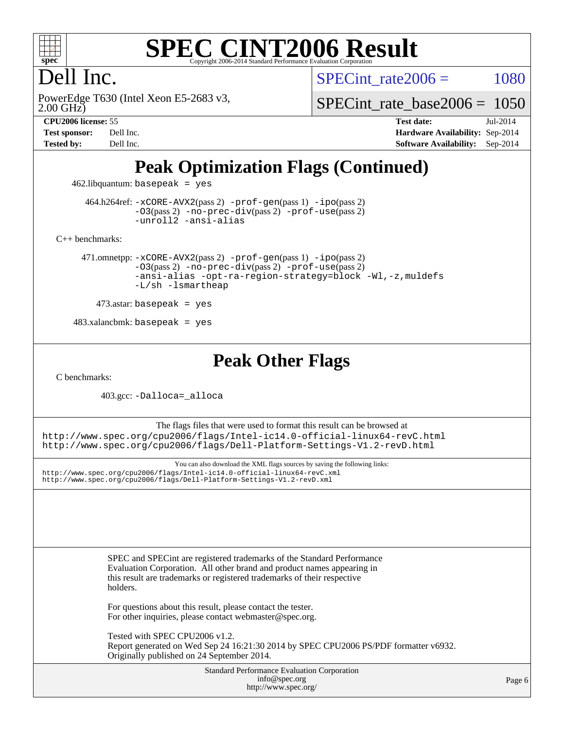## Peak Optimization Flags (Continued)

462.libquantum: basepeak = yes

464.h264ref: -xCORE-AVX2(pass 2) -prof-gen(pass 1) -ipo(pass 2) -O3(pass 2) -no-prec-div(pass 2) -prof-use(pass 2) -unroll2 -ansi-alias

C++ benchmarks:

471.omnetpp: -xCORE-AVX2(pass 2) -prof-gen(pass 1) -ipo(pass 2) -O3(pass 2) -no-prec-div(pass 2) -prof-use(pass 2) -ansi-alias -opt-ra-region-strategy=block -Wl,-z,muldefs -L/sh -lsmartheap

473.astar: basepeak = yes

483.xalancbmk: basepeak = yes

## Peak Other Flags

C benchmarks:

403.gcc: -Dalloca=_alloca

The flags files that were used to format this result can be browsed at
http://www.spec.org/cpu2006/flags/Intel-ic14.0-official-linux64-revC.html
http://www.spec.org/cpu2006/flags/Dell-Platform-Settings-V1.2-revD.html

You can also download the XML flags sources by saving the following links:
http://www.spec.org/cpu2006/flags/Intel-ic14.0-official-linux64-revC.xml
http://www.spec.org/cpu2006/flags/Dell-Platform-Settings-V1.2-revD.xml

SPEC and SPECint are registered trademarks of the Standard Performance Evaluation Corporation. All other brand and product names appearing in this result are trademarks or registered trademarks of their respective holders.

For questions about this result, please contact the tester.
For other inquiries, please contact webmaster@spec.org.

Tested with SPEC CPU2006 v1.2.
Report generated on Wed Sep 24 16:21:30 2014 by SPEC CPU2006 PS/PDF formatter v6932.
Originally published on 24 September 2014.